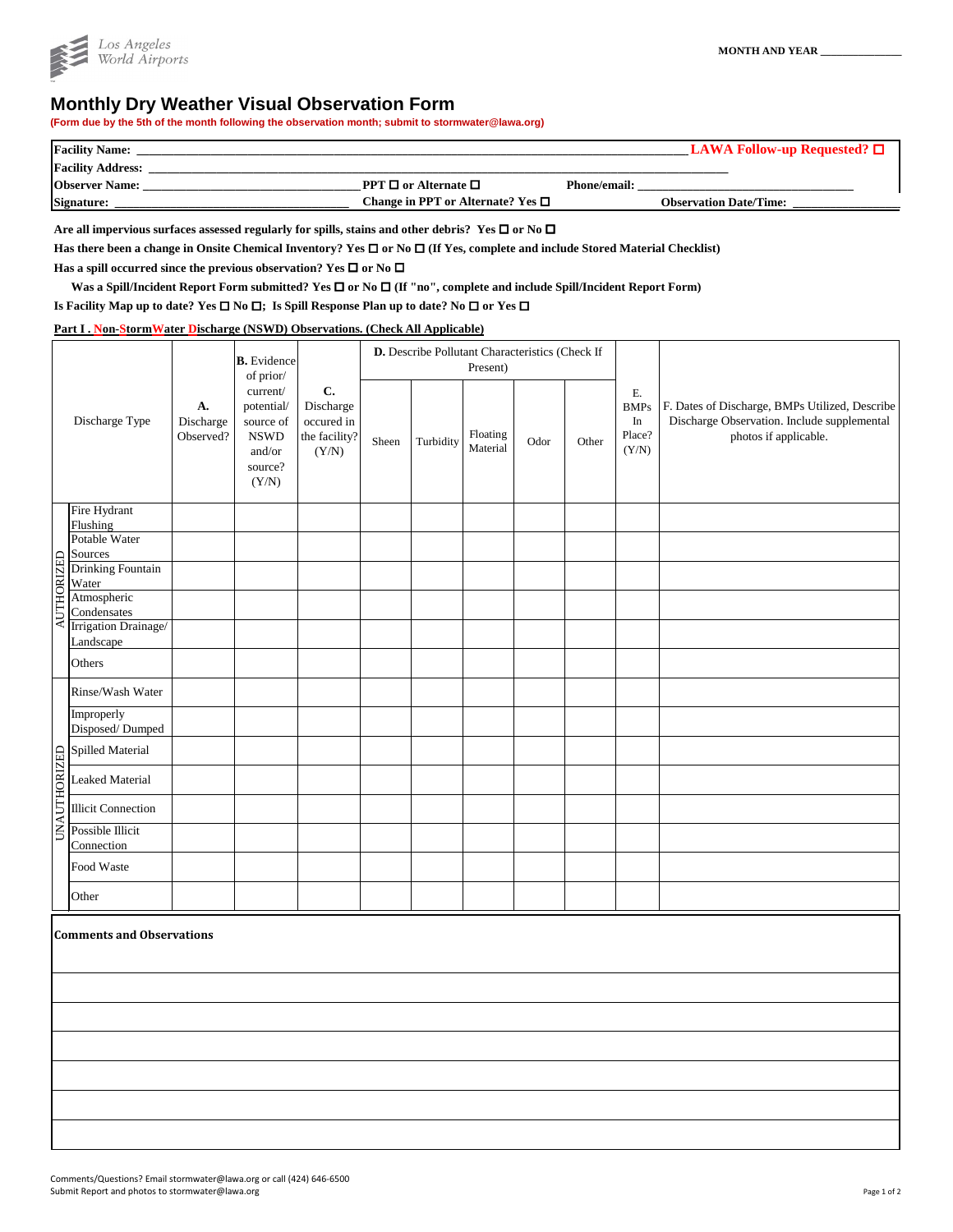Los Angeles World Airports

MONTH AND YEAR _______________

# Monthly Dry Weather Visual Observation Form

**(Form due by the 5th of the month following the observation month; submit to stormwater@lawa.org)**

**Facility Name:** ________________________________________ **LAWA Follow-up Requested? ☐**
**Facility Address:** ________________________________________
**Observer Name:** ____________________ **PPT ☐ or Alternate ☐** **Phone/email:** ____________________
**Signature:** ____________________ **Change in PPT or Alternate? Yes ☐** **Observation Date/Time:** ____________________

**Are all impervious surfaces assessed regularly for spills, stains and other debris? Yes ☐ or No ☐**

**Has there been a change in Onsite Chemical Inventory? Yes ☐ or No ☐ (If Yes, complete and include Stored Material Checklist)**

**Has a spill occurred since the previous observation? Yes ☐ or No ☐**

**Was a Spill/Incident Report Form submitted? Yes ☐ or No ☐ (If "no", complete and include Spill/Incident Report Form)**

**Is Facility Map up to date? Yes ☐ No ☐; Is Spill Response Plan up to date? No ☐ or Yes ☐**

**Part I . Non-StormWater Discharge (NSWD) Observations. (Check All Applicable)**

| | Discharge Type | A. Discharge Observed? | B. Evidence of prior/ current/ potential/ source of NSWD and/or source? (Y/N) | C. Discharge occured in the facility? (Y/N) | D. Describe Pollutant Characteristics (Check If Present) | | | | | E. BMPs In Place? (Y/N) | F. Dates of Discharge, BMPs Utilized, Describe Discharge Observation. Include supplemental photos if applicable. |
|---|---|---|---|---|---|---|---|---|---|---|---|
| | | | | | Sheen | Turbidity | Floating Material | Odor | Other | | |
| AUTHORIZED | Fire Hydrant Flushing | | | | | | | | | | |
| | Potable Water Sources | | | | | | | | | | |
| | Drinking Fountain Water | | | | | | | | | | |
| | Atmospheric Condensates | | | | | | | | | | |
| | Irrigation Drainage/ Landscape | | | | | | | | | | |
| | Others | | | | | | | | | | |
| UNAUTHORIZED | Rinse/Wash Water | | | | | | | | | | |
| | Improperly Disposed/ Dumped | | | | | | | | | | |
| | Spilled Material | | | | | | | | | | |
| | Leaked Material | | | | | | | | | | |
| | Illicit Connection | | | | | | | | | | |
| | Possible Illicit Connection | | | | | | | | | | |
| | Food Waste | | | | | | | | | | |
| | Other | | | | | | | | | | |

| Comments and Observations |
|---|
| |
| |
| |
| |
| |
| |

Comments/Questions? Email stormwater@lawa.org or call (424) 646-6500
Submit Report and photos to stormwater@lawa.org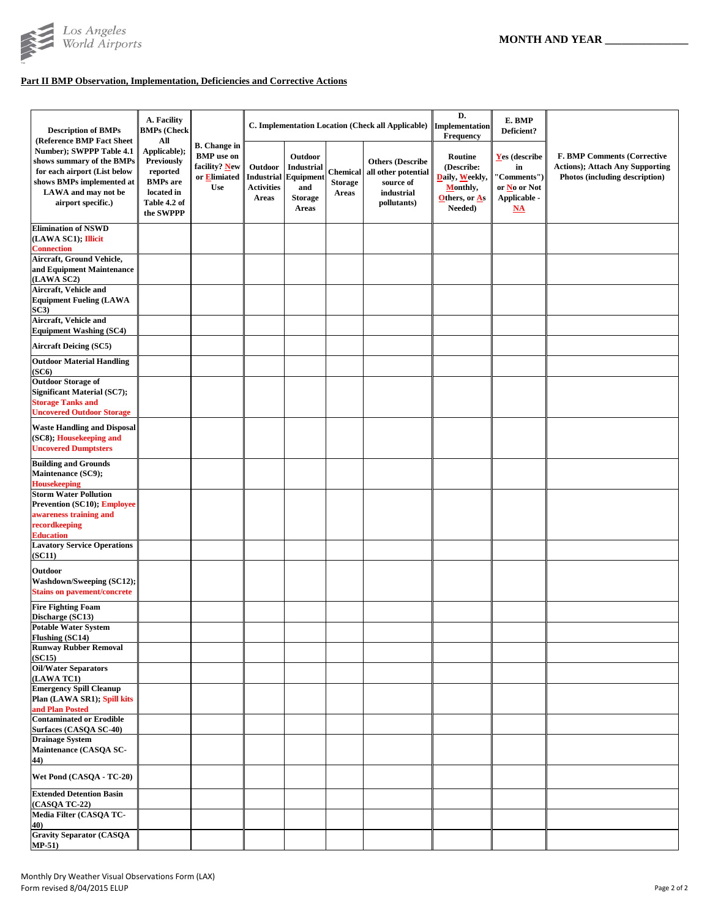Los Angeles World Airports

**MONTH AND YEAR _______________**

**Part II BMP Observation, Implementation, Deficiencies and Corrective Actions**

| Description of BMPs (Reference BMP Fact Sheet Number); SWPPP Table 4.1 shows summary of the BMPs for each airport (List below shows BMPs implemented at LAWA and may not be airport specific.) | A. Facility BMPs (Check All Applicable); Previously reported BMPs are located in Table 4.2 of the SWPPP | B. Change in BMP use on facility? New or Elimiated Use | C. Implementation Location (Check all Applicable) | | | | D. Implementation Frequency | E. BMP Deficient? | F. BMP Comments (Corrective Actions); Attach Any Supporting Photos (including description) |
|---|---|---|---|---|---|---|---|---|---|
| | | | Outdoor Industrial Activities Areas | Outdoor Industrial Equipment and Storage Areas | Chemical Storage Areas | Others (Describe all other potential source of industrial pollutants) | Routine (Describe: Daily, Weekly, Monthly, Others, or As Needed) | Yes (describe in "Comments") or No or Not Applicable - NA | |
| Elimination of NSWD (LAWA SC1); Illicit Connection | | | | | | | | | |
| Aircraft, Ground Vehicle, and Equipment Maintenance (LAWA SC2) | | | | | | | | | |
| Aircraft, Vehicle and Equipment Fueling (LAWA SC3) | | | | | | | | | |
| Aircraft, Vehicle and Equipment Washing (SC4) | | | | | | | | | |
| Aircraft Deicing (SC5) | | | | | | | | | |
| Outdoor Material Handling (SC6) | | | | | | | | | |
| Outdoor Storage of Significant Material (SC7); Storage Tanks and Uncovered Outdoor Storage | | | | | | | | | |
| Waste Handling and Disposal (SC8); Housekeeping and Uncovered Dumpsters | | | | | | | | | |
| Building and Grounds Maintenance (SC9); Housekeeping | | | | | | | | | |
| Storm Water Pollution Prevention (SC10); Employee awareness training and recordkeeping Education | | | | | | | | | |
| Lavatory Service Operations (SC11) | | | | | | | | | |
| Outdoor Washdown/Sweeping (SC12); Stains on pavement/concrete | | | | | | | | | |
| Fire Fighting Foam Discharge (SC13) | | | | | | | | | |
| Potable Water System Flushing (SC14) | | | | | | | | | |
| Runway Rubber Removal (SC15) | | | | | | | | | |
| Oil/Water Separators (LAWA TC1) | | | | | | | | | |
| Emergency Spill Cleanup Plan (LAWA SR1); Spill kits and Plan Posted | | | | | | | | | |
| Contaminated or Erodible Surfaces (CASQA SC-40) | | | | | | | | | |
| Drainage System Maintenance (CASQA SC-44) | | | | | | | | | |
| Wet Pond (CASQA - TC-20) | | | | | | | | | |
| Extended Detention Basin (CASQA TC-22) | | | | | | | | | |
| Media Filter (CASQA TC-40) | | | | | | | | | |
| Gravity Separator (CASQA MP-51) | | | | | | | | | |

Monthly Dry Weather Visual Observations Form (LAX)
Form revised 8/04/2015 ELUP